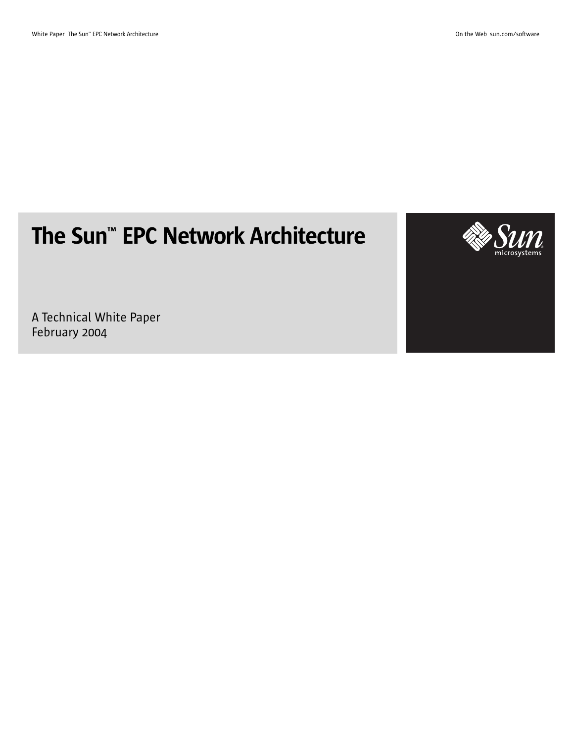# The Sun™ EPC Network Architecture

A Technical White Paper
February 2004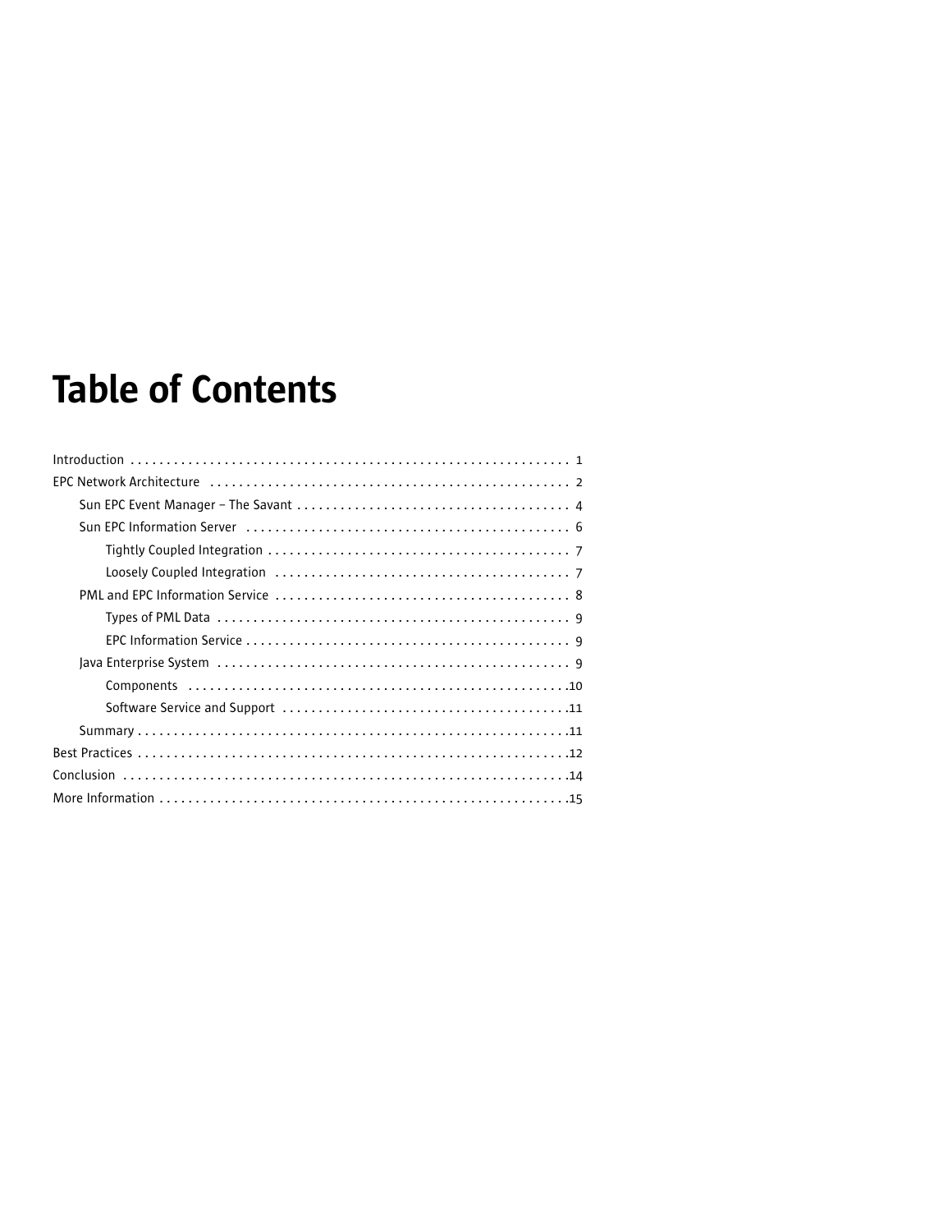# Table of Contents

- Introduction . . . . . . . . . . . . . . . . . . . . . . . . . . . . . . . . . . . . . . . . . . . . . . . . . . . . . . . . . . . 1
- EPC Network Architecture . . . . . . . . . . . . . . . . . . . . . . . . . . . . . . . . . . . . . . . . . . . . . . . . . 2
  - Sun EPC Event Manager – The Savant . . . . . . . . . . . . . . . . . . . . . . . . . . . . . . . . . . . . . 4
  - Sun EPC Information Server . . . . . . . . . . . . . . . . . . . . . . . . . . . . . . . . . . . . . . . . . . . . 6
    - Tightly Coupled Integration . . . . . . . . . . . . . . . . . . . . . . . . . . . . . . . . . . . . . . . . . 7
    - Loosely Coupled Integration . . . . . . . . . . . . . . . . . . . . . . . . . . . . . . . . . . . . . . . . 7
  - PML and EPC Information Service . . . . . . . . . . . . . . . . . . . . . . . . . . . . . . . . . . . . . . . 8
    - Types of PML Data . . . . . . . . . . . . . . . . . . . . . . . . . . . . . . . . . . . . . . . . . . . . . . . 9
    - EPC Information Service . . . . . . . . . . . . . . . . . . . . . . . . . . . . . . . . . . . . . . . . . . . 9
  - Java Enterprise System . . . . . . . . . . . . . . . . . . . . . . . . . . . . . . . . . . . . . . . . . . . . . . . 9
    - Components . . . . . . . . . . . . . . . . . . . . . . . . . . . . . . . . . . . . . . . . . . . . . . . . . . . .10
    - Software Service and Support . . . . . . . . . . . . . . . . . . . . . . . . . . . . . . . . . . . . . . .11
  - Summary . . . . . . . . . . . . . . . . . . . . . . . . . . . . . . . . . . . . . . . . . . . . . . . . . . . . . . . . . .11
- Best Practices . . . . . . . . . . . . . . . . . . . . . . . . . . . . . . . . . . . . . . . . . . . . . . . . . . . . . . . . .12
- Conclusion . . . . . . . . . . . . . . . . . . . . . . . . . . . . . . . . . . . . . . . . . . . . . . . . . . . . . . . . . . .14
- More Information . . . . . . . . . . . . . . . . . . . . . . . . . . . . . . . . . . . . . . . . . . . . . . . . . . . . . .15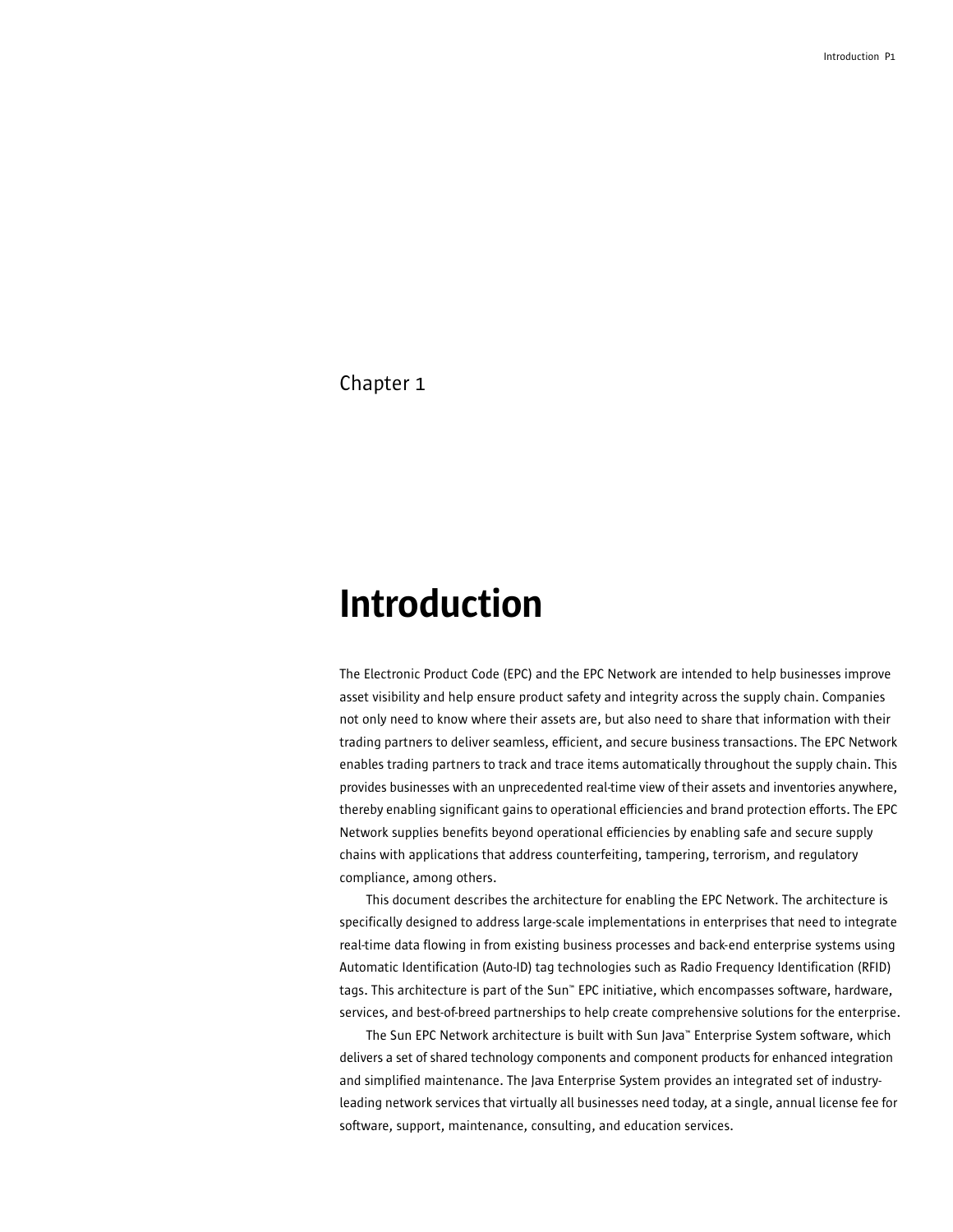Chapter 1

# Introduction

The Electronic Product Code (EPC) and the EPC Network are intended to help businesses improve asset visibility and help ensure product safety and integrity across the supply chain. Companies not only need to know where their assets are, but also need to share that information with their trading partners to deliver seamless, efficient, and secure business transactions. The EPC Network enables trading partners to track and trace items automatically throughout the supply chain. This provides businesses with an unprecedented real-time view of their assets and inventories anywhere, thereby enabling significant gains to operational efficiencies and brand protection efforts. The EPC Network supplies benefits beyond operational efficiencies by enabling safe and secure supply chains with applications that address counterfeiting, tampering, terrorism, and regulatory compliance, among others.

This document describes the architecture for enabling the EPC Network. The architecture is specifically designed to address large-scale implementations in enterprises that need to integrate real-time data flowing in from existing business processes and back-end enterprise systems using Automatic Identification (Auto-ID) tag technologies such as Radio Frequency Identification (RFID) tags. This architecture is part of the Sun™ EPC initiative, which encompasses software, hardware, services, and best-of-breed partnerships to help create comprehensive solutions for the enterprise.

The Sun EPC Network architecture is built with Sun Java™ Enterprise System software, which delivers a set of shared technology components and component products for enhanced integration and simplified maintenance. The Java Enterprise System provides an integrated set of industry-leading network services that virtually all businesses need today, at a single, annual license fee for software, support, maintenance, consulting, and education services.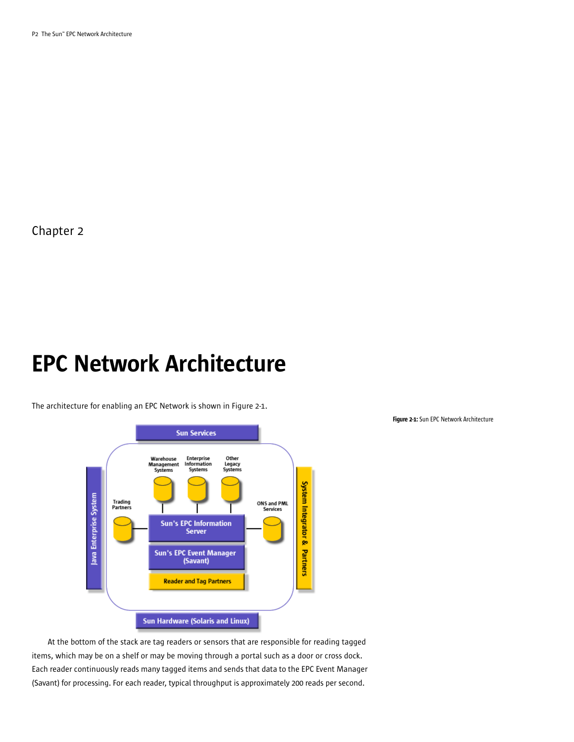Chapter 2

# EPC Network Architecture

The architecture for enabling an EPC Network is shown in Figure 2-1.

**Figure 2-1:** Sun EPC Network Architecture

At the bottom of the stack are tag readers or sensors that are responsible for reading tagged items, which may be on a shelf or may be moving through a portal such as a door or cross dock. Each reader continuously reads many tagged items and sends that data to the EPC Event Manager (Savant) for processing. For each reader, typical throughput is approximately 200 reads per second.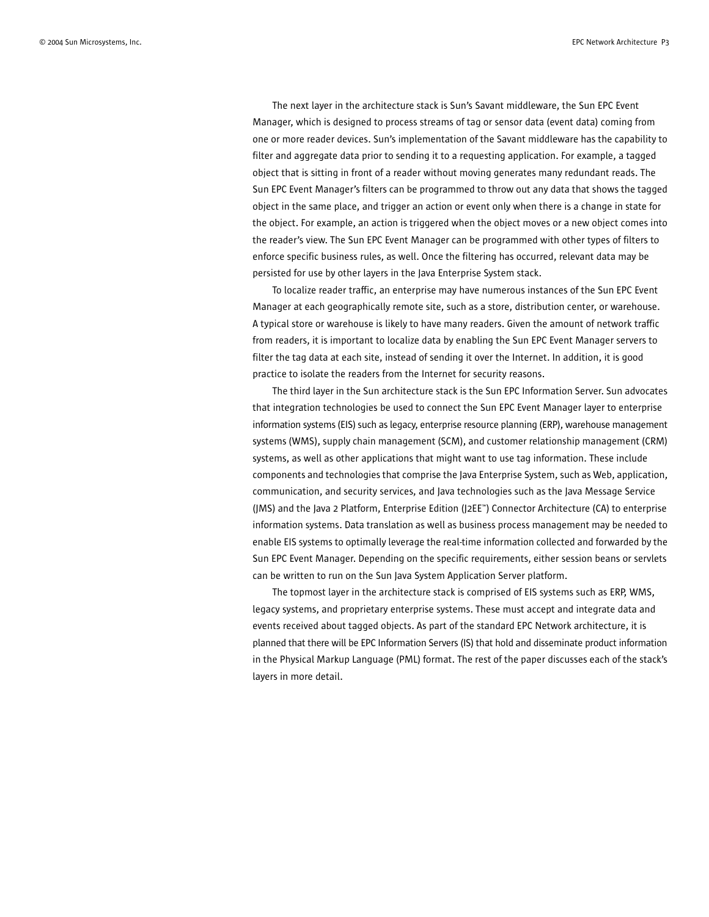The next layer in the architecture stack is Sun's Savant middleware, the Sun EPC Event Manager, which is designed to process streams of tag or sensor data (event data) coming from one or more reader devices. Sun's implementation of the Savant middleware has the capability to filter and aggregate data prior to sending it to a requesting application. For example, a tagged object that is sitting in front of a reader without moving generates many redundant reads. The Sun EPC Event Manager's filters can be programmed to throw out any data that shows the tagged object in the same place, and trigger an action or event only when there is a change in state for the object. For example, an action is triggered when the object moves or a new object comes into the reader's view. The Sun EPC Event Manager can be programmed with other types of filters to enforce specific business rules, as well. Once the filtering has occurred, relevant data may be persisted for use by other layers in the Java Enterprise System stack.

To localize reader traffic, an enterprise may have numerous instances of the Sun EPC Event Manager at each geographically remote site, such as a store, distribution center, or warehouse. A typical store or warehouse is likely to have many readers. Given the amount of network traffic from readers, it is important to localize data by enabling the Sun EPC Event Manager servers to filter the tag data at each site, instead of sending it over the Internet. In addition, it is good practice to isolate the readers from the Internet for security reasons.

The third layer in the Sun architecture stack is the Sun EPC Information Server. Sun advocates that integration technologies be used to connect the Sun EPC Event Manager layer to enterprise information systems (EIS) such as legacy, enterprise resource planning (ERP), warehouse management systems (WMS), supply chain management (SCM), and customer relationship management (CRM) systems, as well as other applications that might want to use tag information. These include components and technologies that comprise the Java Enterprise System, such as Web, application, communication, and security services, and Java technologies such as the Java Message Service (JMS) and the Java 2 Platform, Enterprise Edition (J2EE™) Connector Architecture (CA) to enterprise information systems. Data translation as well as business process management may be needed to enable EIS systems to optimally leverage the real-time information collected and forwarded by the Sun EPC Event Manager. Depending on the specific requirements, either session beans or servlets can be written to run on the Sun Java System Application Server platform.

The topmost layer in the architecture stack is comprised of EIS systems such as ERP, WMS, legacy systems, and proprietary enterprise systems. These must accept and integrate data and events received about tagged objects. As part of the standard EPC Network architecture, it is planned that there will be EPC Information Servers (IS) that hold and disseminate product information in the Physical Markup Language (PML) format. The rest of the paper discusses each of the stack's layers in more detail.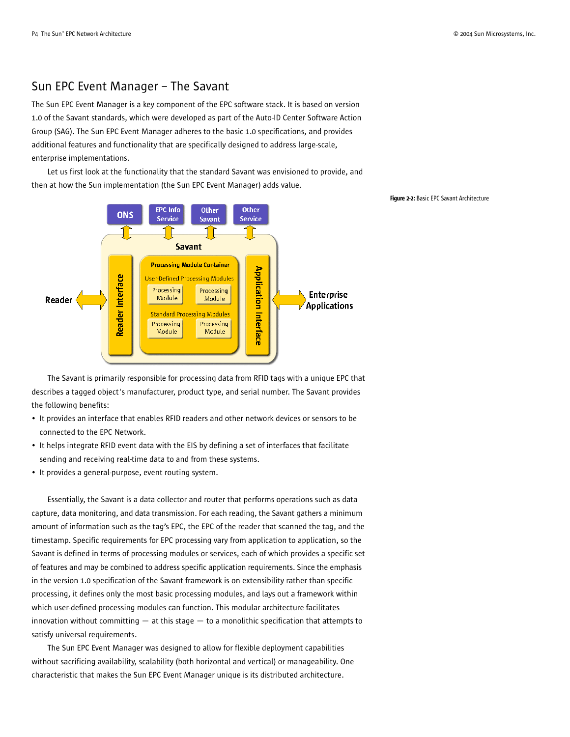## Sun EPC Event Manager – The Savant

The Sun EPC Event Manager is a key component of the EPC software stack. It is based on version 1.0 of the Savant standards, which were developed as part of the Auto-ID Center Software Action Group (SAG). The Sun EPC Event Manager adheres to the basic 1.0 specifications, and provides additional features and functionality that are specifically designed to address large-scale, enterprise implementations.

Let us first look at the functionality that the standard Savant was envisioned to provide, and then at how the Sun implementation (the Sun EPC Event Manager) adds value.

**Figure 2-2:** Basic EPC Savant Architecture

The Savant is primarily responsible for processing data from RFID tags with a unique EPC that describes a tagged object's manufacturer, product type, and serial number. The Savant provides the following benefits:

- It provides an interface that enables RFID readers and other network devices or sensors to be connected to the EPC Network.
- It helps integrate RFID event data with the EIS by defining a set of interfaces that facilitate sending and receiving real-time data to and from these systems.
- It provides a general-purpose, event routing system.

Essentially, the Savant is a data collector and router that performs operations such as data capture, data monitoring, and data transmission. For each reading, the Savant gathers a minimum amount of information such as the tag's EPC, the EPC of the reader that scanned the tag, and the timestamp. Specific requirements for EPC processing vary from application to application, so the Savant is defined in terms of processing modules or services, each of which provides a specific set of features and may be combined to address specific application requirements. Since the emphasis in the version 1.0 specification of the Savant framework is on extensibility rather than specific processing, it defines only the most basic processing modules, and lays out a framework within which user-defined processing modules can function. This modular architecture facilitates innovation without committing — at this stage — to a monolithic specification that attempts to satisfy universal requirements.

The Sun EPC Event Manager was designed to allow for flexible deployment capabilities without sacrificing availability, scalability (both horizontal and vertical) or manageability. One characteristic that makes the Sun EPC Event Manager unique is its distributed architecture.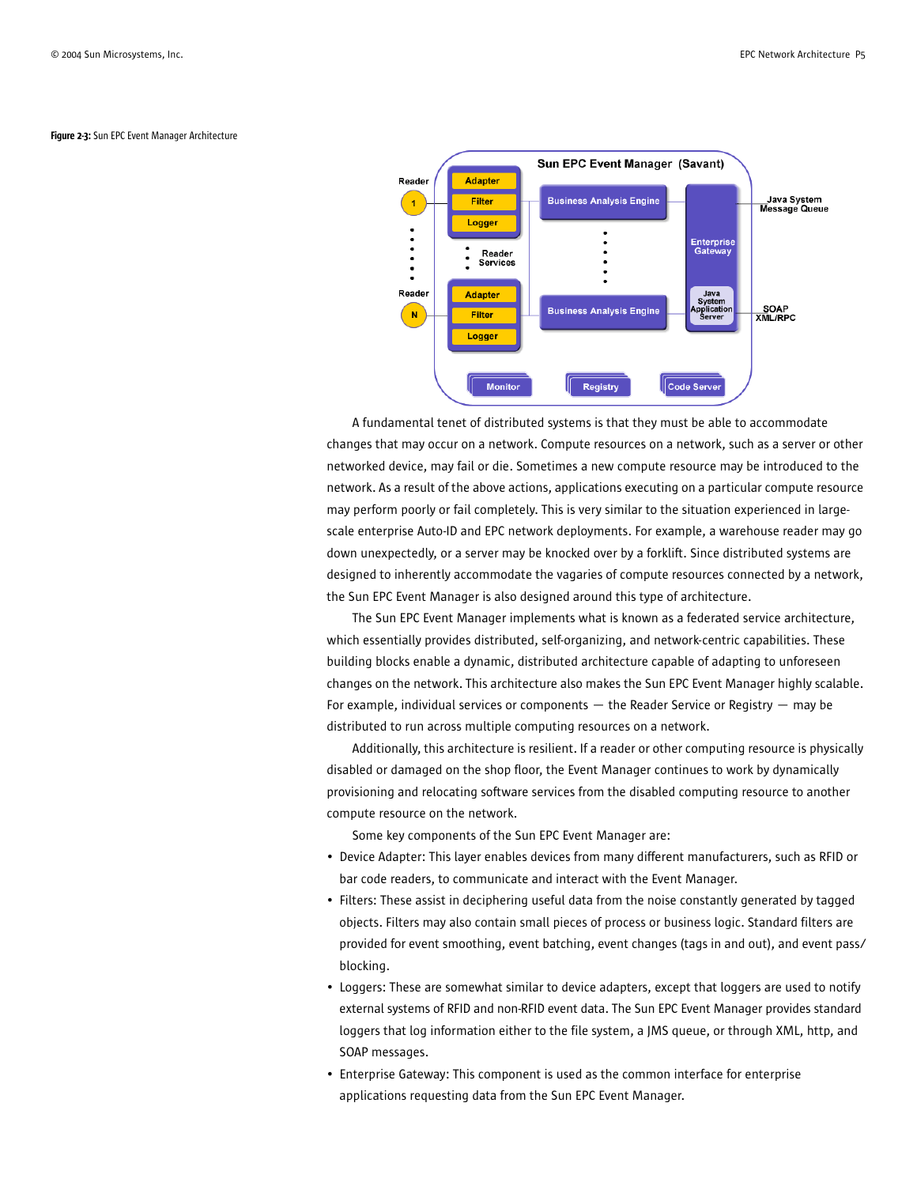**Figure 2-3:** Sun EPC Event Manager Architecture

A fundamental tenet of distributed systems is that they must be able to accommodate changes that may occur on a network. Compute resources on a network, such as a server or other networked device, may fail or die. Sometimes a new compute resource may be introduced to the network. As a result of the above actions, applications executing on a particular compute resource may perform poorly or fail completely. This is very similar to the situation experienced in large-scale enterprise Auto-ID and EPC network deployments. For example, a warehouse reader may go down unexpectedly, or a server may be knocked over by a forklift. Since distributed systems are designed to inherently accommodate the vagaries of compute resources connected by a network, the Sun EPC Event Manager is also designed around this type of architecture.

The Sun EPC Event Manager implements what is known as a federated service architecture, which essentially provides distributed, self-organizing, and network-centric capabilities. These building blocks enable a dynamic, distributed architecture capable of adapting to unforeseen changes on the network. This architecture also makes the Sun EPC Event Manager highly scalable. For example, individual services or components — the Reader Service or Registry — may be distributed to run across multiple computing resources on a network.

Additionally, this architecture is resilient. If a reader or other computing resource is physically disabled or damaged on the shop floor, the Event Manager continues to work by dynamically provisioning and relocating software services from the disabled computing resource to another compute resource on the network.

Some key components of the Sun EPC Event Manager are:

- Device Adapter: This layer enables devices from many different manufacturers, such as RFID or bar code readers, to communicate and interact with the Event Manager.
- Filters: These assist in deciphering useful data from the noise constantly generated by tagged objects. Filters may also contain small pieces of process or business logic. Standard filters are provided for event smoothing, event batching, event changes (tags in and out), and event pass/blocking.
- Loggers: These are somewhat similar to device adapters, except that loggers are used to notify external systems of RFID and non-RFID event data. The Sun EPC Event Manager provides standard loggers that log information either to the file system, a JMS queue, or through XML, http, and SOAP messages.
- Enterprise Gateway: This component is used as the common interface for enterprise applications requesting data from the Sun EPC Event Manager.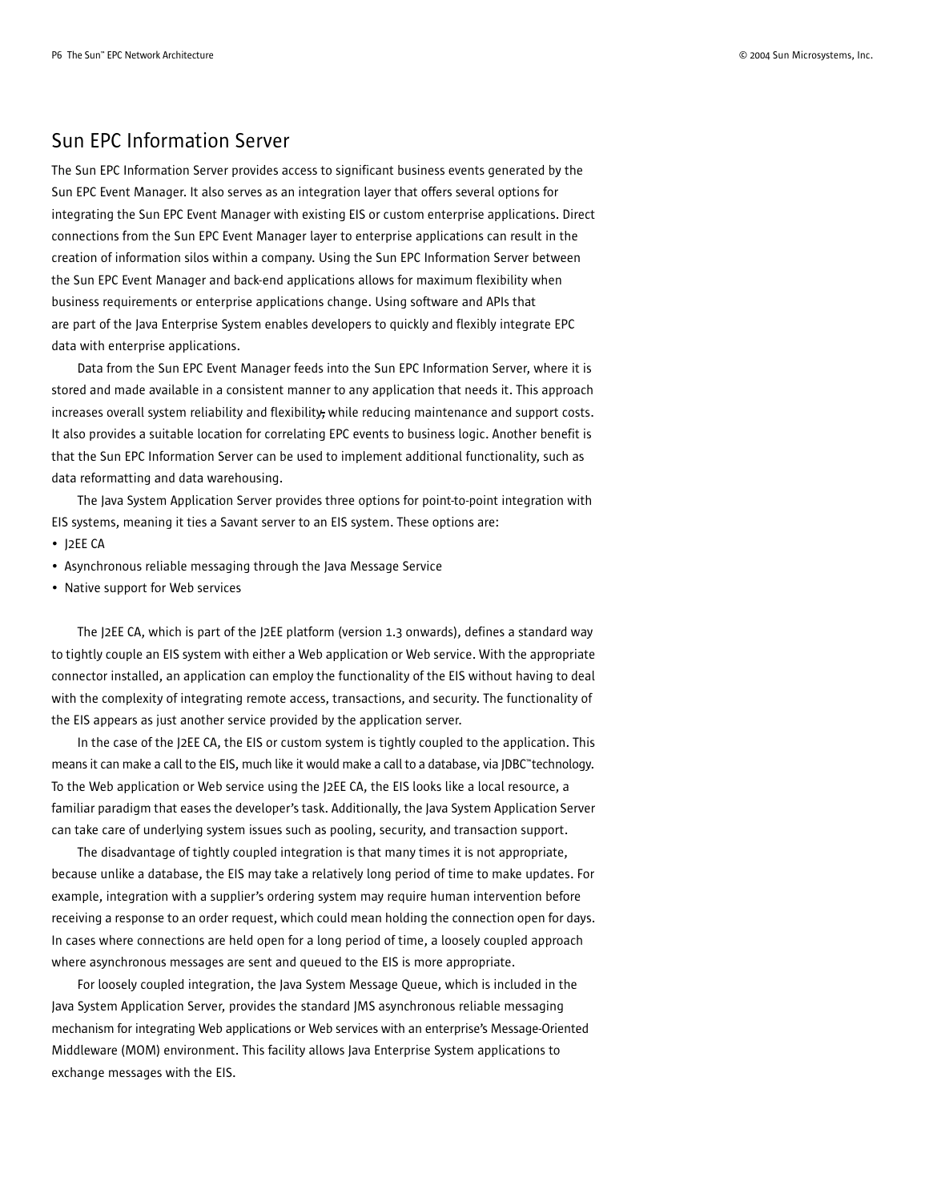## Sun EPC Information Server

The Sun EPC Information Server provides access to significant business events generated by the Sun EPC Event Manager. It also serves as an integration layer that offers several options for integrating the Sun EPC Event Manager with existing EIS or custom enterprise applications. Direct connections from the Sun EPC Event Manager layer to enterprise applications can result in the creation of information silos within a company. Using the Sun EPC Information Server between the Sun EPC Event Manager and back-end applications allows for maximum flexibility when business requirements or enterprise applications change. Using software and APIs that are part of the Java Enterprise System enables developers to quickly and flexibly integrate EPC data with enterprise applications.

Data from the Sun EPC Event Manager feeds into the Sun EPC Information Server, where it is stored and made available in a consistent manner to any application that needs it. This approach increases overall system reliability and flexibility, while reducing maintenance and support costs. It also provides a suitable location for correlating EPC events to business logic. Another benefit is that the Sun EPC Information Server can be used to implement additional functionality, such as data reformatting and data warehousing.

The Java System Application Server provides three options for point-to-point integration with EIS systems, meaning it ties a Savant server to an EIS system. These options are:

- J2EE CA
- Asynchronous reliable messaging through the Java Message Service
- Native support for Web services

The J2EE CA, which is part of the J2EE platform (version 1.3 onwards), defines a standard way to tightly couple an EIS system with either a Web application or Web service. With the appropriate connector installed, an application can employ the functionality of the EIS without having to deal with the complexity of integrating remote access, transactions, and security. The functionality of the EIS appears as just another service provided by the application server.

In the case of the J2EE CA, the EIS or custom system is tightly coupled to the application. This means it can make a call to the EIS, much like it would make a call to a database, via JDBC™ technology. To the Web application or Web service using the J2EE CA, the EIS looks like a local resource, a familiar paradigm that eases the developer's task. Additionally, the Java System Application Server can take care of underlying system issues such as pooling, security, and transaction support.

The disadvantage of tightly coupled integration is that many times it is not appropriate, because unlike a database, the EIS may take a relatively long period of time to make updates. For example, integration with a supplier's ordering system may require human intervention before receiving a response to an order request, which could mean holding the connection open for days. In cases where connections are held open for a long period of time, a loosely coupled approach where asynchronous messages are sent and queued to the EIS is more appropriate.

For loosely coupled integration, the Java System Message Queue, which is included in the Java System Application Server, provides the standard JMS asynchronous reliable messaging mechanism for integrating Web applications or Web services with an enterprise's Message-Oriented Middleware (MOM) environment. This facility allows Java Enterprise System applications to exchange messages with the EIS.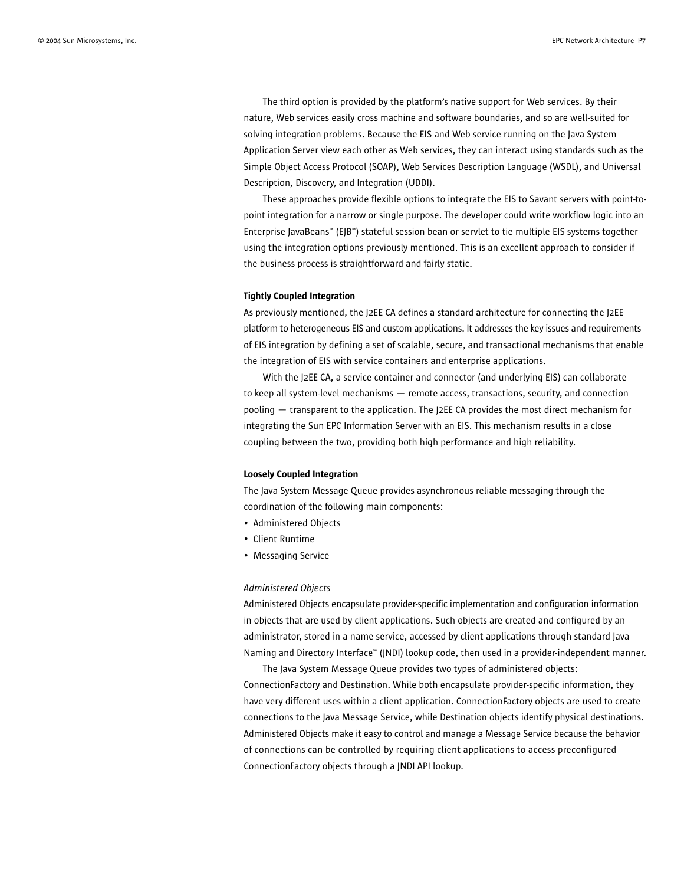The third option is provided by the platform's native support for Web services. By their nature, Web services easily cross machine and software boundaries, and so are well-suited for solving integration problems. Because the EIS and Web service running on the Java System Application Server view each other as Web services, they can interact using standards such as the Simple Object Access Protocol (SOAP), Web Services Description Language (WSDL), and Universal Description, Discovery, and Integration (UDDI).

These approaches provide flexible options to integrate the EIS to Savant servers with point-to-point integration for a narrow or single purpose. The developer could write workflow logic into an Enterprise JavaBeans™ (EJB™) stateful session bean or servlet to tie multiple EIS systems together using the integration options previously mentioned. This is an excellent approach to consider if the business process is straightforward and fairly static.

**Tightly Coupled Integration**

As previously mentioned, the J2EE CA defines a standard architecture for connecting the J2EE platform to heterogeneous EIS and custom applications. It addresses the key issues and requirements of EIS integration by defining a set of scalable, secure, and transactional mechanisms that enable the integration of EIS with service containers and enterprise applications.

With the J2EE CA, a service container and connector (and underlying EIS) can collaborate to keep all system-level mechanisms — remote access, transactions, security, and connection pooling — transparent to the application. The J2EE CA provides the most direct mechanism for integrating the Sun EPC Information Server with an EIS. This mechanism results in a close coupling between the two, providing both high performance and high reliability.

**Loosely Coupled Integration**

The Java System Message Queue provides asynchronous reliable messaging through the coordination of the following main components:

- Administered Objects
- Client Runtime
- Messaging Service

*Administered Objects*

Administered Objects encapsulate provider-specific implementation and configuration information in objects that are used by client applications. Such objects are created and configured by an administrator, stored in a name service, accessed by client applications through standard Java Naming and Directory Interface™ (JNDI) lookup code, then used in a provider-independent manner.

The Java System Message Queue provides two types of administered objects: ConnectionFactory and Destination. While both encapsulate provider-specific information, they have very different uses within a client application. ConnectionFactory objects are used to create connections to the Java Message Service, while Destination objects identify physical destinations. Administered Objects make it easy to control and manage a Message Service because the behavior of connections can be controlled by requiring client applications to access preconfigured ConnectionFactory objects through a JNDI API lookup.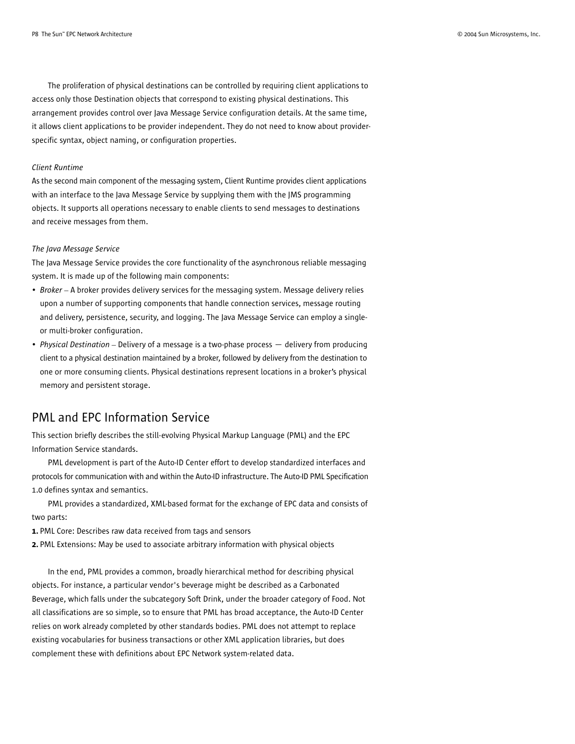The proliferation of physical destinations can be controlled by requiring client applications to access only those Destination objects that correspond to existing physical destinations. This arrangement provides control over Java Message Service configuration details. At the same time, it allows client applications to be provider independent. They do not need to know about provider-specific syntax, object naming, or configuration properties.

*Client Runtime*

As the second main component of the messaging system, Client Runtime provides client applications with an interface to the Java Message Service by supplying them with the JMS programming objects. It supports all operations necessary to enable clients to send messages to destinations and receive messages from them.

*The Java Message Service*

The Java Message Service provides the core functionality of the asynchronous reliable messaging system. It is made up of the following main components:

- *Broker* – A broker provides delivery services for the messaging system. Message delivery relies upon a number of supporting components that handle connection services, message routing and delivery, persistence, security, and logging. The Java Message Service can employ a single- or multi-broker configuration.
- *Physical Destination* – Delivery of a message is a two-phase process — delivery from producing client to a physical destination maintained by a broker, followed by delivery from the destination to one or more consuming clients. Physical destinations represent locations in a broker's physical memory and persistent storage.

## PML and EPC Information Service

This section briefly describes the still-evolving Physical Markup Language (PML) and the EPC Information Service standards.

PML development is part of the Auto-ID Center effort to develop standardized interfaces and protocols for communication with and within the Auto-ID infrastructure. The Auto-ID PML Specification 1.0 defines syntax and semantics.

PML provides a standardized, XML-based format for the exchange of EPC data and consists of two parts:

**1.** PML Core: Describes raw data received from tags and sensors

**2.** PML Extensions: May be used to associate arbitrary information with physical objects

In the end, PML provides a common, broadly hierarchical method for describing physical objects. For instance, a particular vendor's beverage might be described as a Carbonated Beverage, which falls under the subcategory Soft Drink, under the broader category of Food. Not all classifications are so simple, so to ensure that PML has broad acceptance, the Auto-ID Center relies on work already completed by other standards bodies. PML does not attempt to replace existing vocabularies for business transactions or other XML application libraries, but does complement these with definitions about EPC Network system-related data.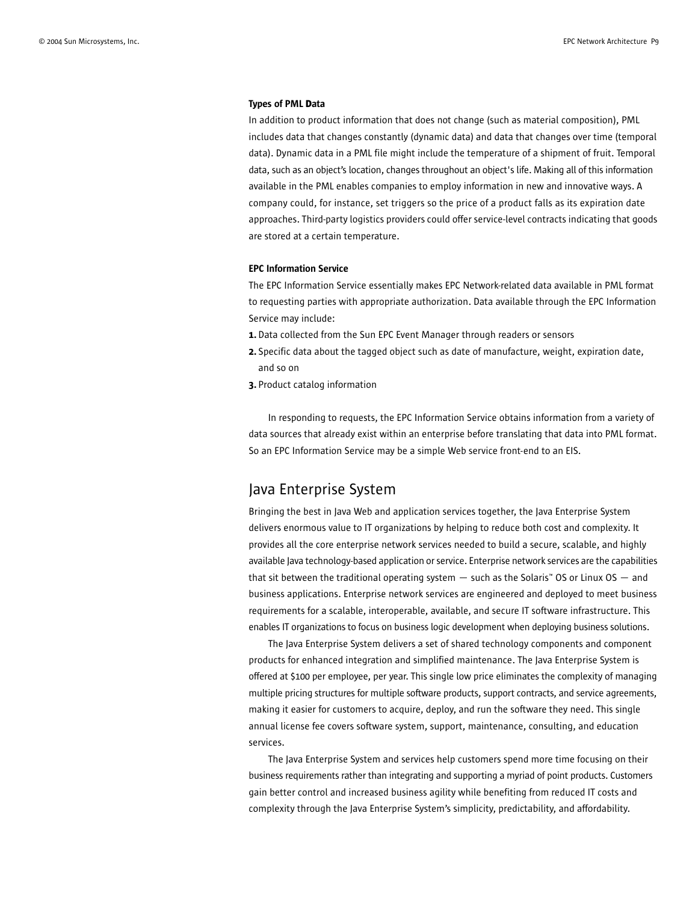### Types of PML Data

In addition to product information that does not change (such as material composition), PML includes data that changes constantly (dynamic data) and data that changes over time (temporal data). Dynamic data in a PML file might include the temperature of a shipment of fruit. Temporal data, such as an object's location, changes throughout an object's life. Making all of this information available in the PML enables companies to employ information in new and innovative ways. A company could, for instance, set triggers so the price of a product falls as its expiration date approaches. Third-party logistics providers could offer service-level contracts indicating that goods are stored at a certain temperature.

### EPC Information Service

The EPC Information Service essentially makes EPC Network-related data available in PML format to requesting parties with appropriate authorization. Data available through the EPC Information Service may include:

1. Data collected from the Sun EPC Event Manager through readers or sensors
2. Specific data about the tagged object such as date of manufacture, weight, expiration date, and so on
3. Product catalog information

In responding to requests, the EPC Information Service obtains information from a variety of data sources that already exist within an enterprise before translating that data into PML format. So an EPC Information Service may be a simple Web service front-end to an EIS.

## Java Enterprise System

Bringing the best in Java Web and application services together, the Java Enterprise System delivers enormous value to IT organizations by helping to reduce both cost and complexity. It provides all the core enterprise network services needed to build a secure, scalable, and highly available Java technology-based application or service. Enterprise network services are the capabilities that sit between the traditional operating system — such as the Solaris™ OS or Linux OS — and business applications. Enterprise network services are engineered and deployed to meet business requirements for a scalable, interoperable, available, and secure IT software infrastructure. This enables IT organizations to focus on business logic development when deploying business solutions.

The Java Enterprise System delivers a set of shared technology components and component products for enhanced integration and simplified maintenance. The Java Enterprise System is offered at $100 per employee, per year. This single low price eliminates the complexity of managing multiple pricing structures for multiple software products, support contracts, and service agreements, making it easier for customers to acquire, deploy, and run the software they need. This single annual license fee covers software system, support, maintenance, consulting, and education services.

The Java Enterprise System and services help customers spend more time focusing on their business requirements rather than integrating and supporting a myriad of point products. Customers gain better control and increased business agility while benefiting from reduced IT costs and complexity through the Java Enterprise System's simplicity, predictability, and affordability.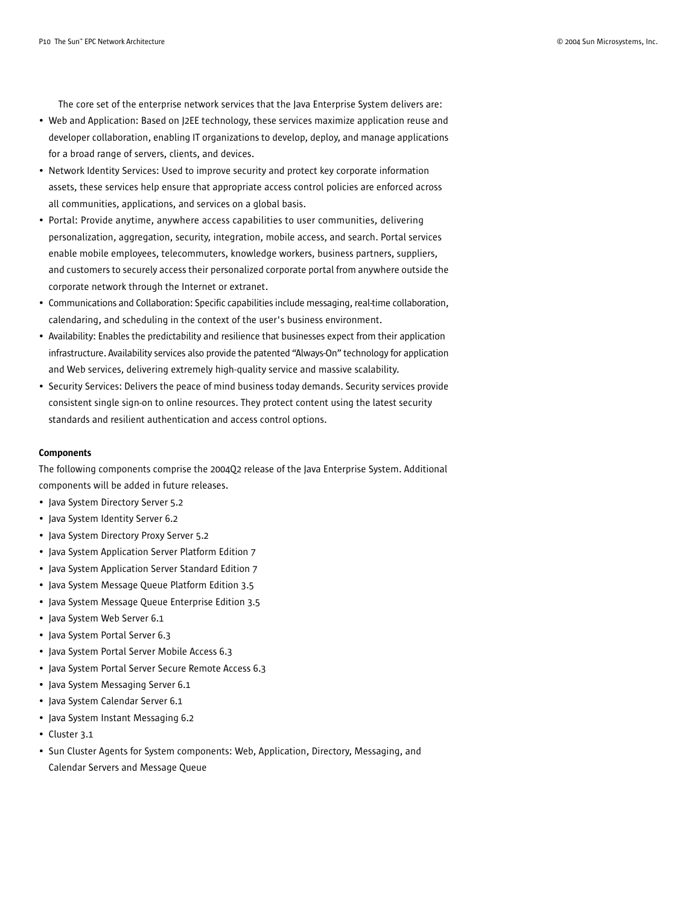The core set of the enterprise network services that the Java Enterprise System delivers are:

- Web and Application: Based on J2EE technology, these services maximize application reuse and developer collaboration, enabling IT organizations to develop, deploy, and manage applications for a broad range of servers, clients, and devices.
- Network Identity Services: Used to improve security and protect key corporate information assets, these services help ensure that appropriate access control policies are enforced across all communities, applications, and services on a global basis.
- Portal: Provide anytime, anywhere access capabilities to user communities, delivering personalization, aggregation, security, integration, mobile access, and search. Portal services enable mobile employees, telecommuters, knowledge workers, business partners, suppliers, and customers to securely access their personalized corporate portal from anywhere outside the corporate network through the Internet or extranet.
- Communications and Collaboration: Specific capabilities include messaging, real-time collaboration, calendaring, and scheduling in the context of the user's business environment.
- Availability: Enables the predictability and resilience that businesses expect from their application infrastructure. Availability services also provide the patented "Always-On" technology for application and Web services, delivering extremely high-quality service and massive scalability.
- Security Services: Delivers the peace of mind business today demands. Security services provide consistent single sign-on to online resources. They protect content using the latest security standards and resilient authentication and access control options.

**Components**

The following components comprise the 2004Q2 release of the Java Enterprise System. Additional components will be added in future releases.

- Java System Directory Server 5.2
- Java System Identity Server 6.2
- Java System Directory Proxy Server 5.2
- Java System Application Server Platform Edition 7
- Java System Application Server Standard Edition 7
- Java System Message Queue Platform Edition 3.5
- Java System Message Queue Enterprise Edition 3.5
- Java System Web Server 6.1
- Java System Portal Server 6.3
- Java System Portal Server Mobile Access 6.3
- Java System Portal Server Secure Remote Access 6.3
- Java System Messaging Server 6.1
- Java System Calendar Server 6.1
- Java System Instant Messaging 6.2
- Cluster 3.1
- Sun Cluster Agents for System components: Web, Application, Directory, Messaging, and Calendar Servers and Message Queue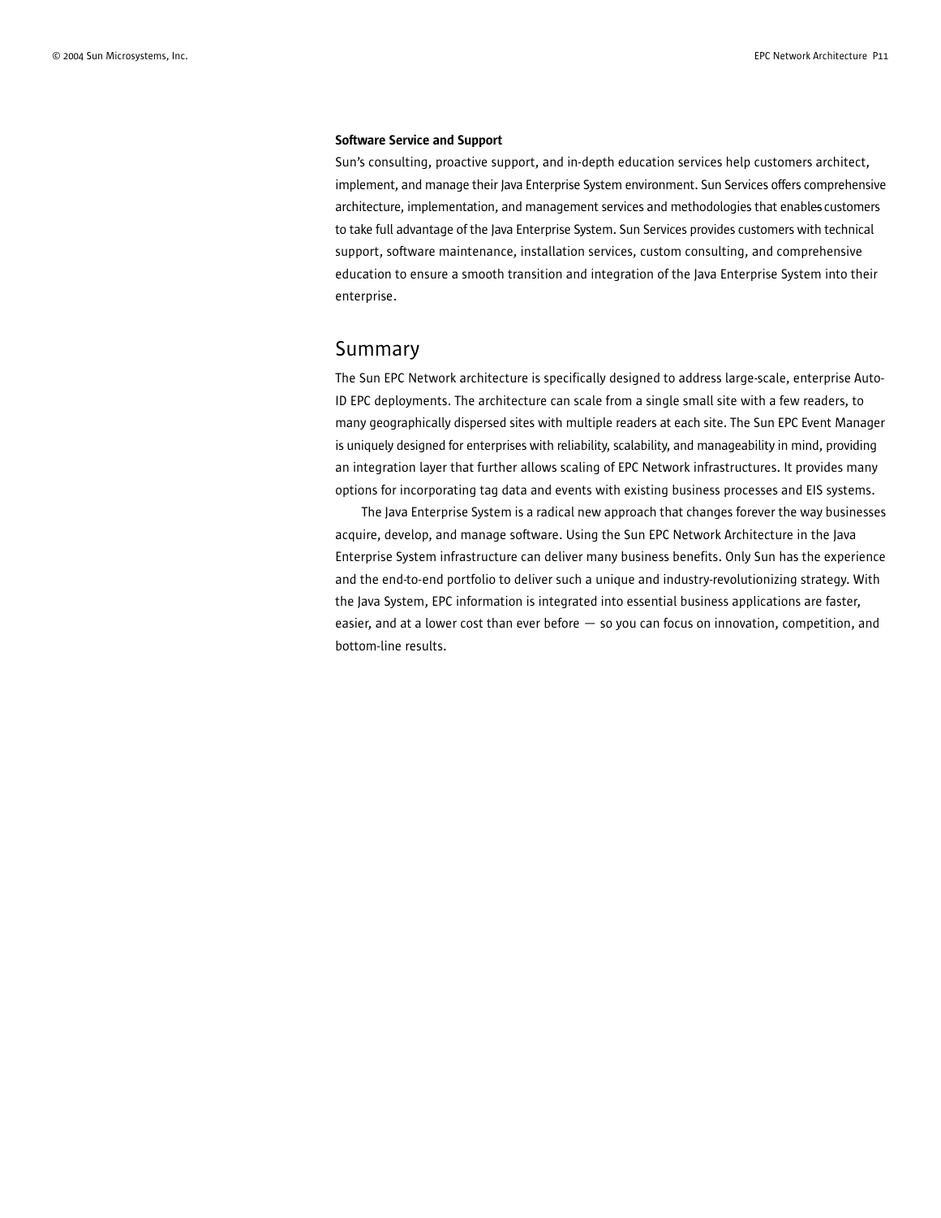**Software Service and Support**

Sun's consulting, proactive support, and in-depth education services help customers architect, implement, and manage their Java Enterprise System environment. Sun Services offers comprehensive architecture, implementation, and management services and methodologies that enables customers to take full advantage of the Java Enterprise System. Sun Services provides customers with technical support, software maintenance, installation services, custom consulting, and comprehensive education to ensure a smooth transition and integration of the Java Enterprise System into their enterprise.

## Summary

The Sun EPC Network architecture is specifically designed to address large-scale, enterprise Auto-ID EPC deployments. The architecture can scale from a single small site with a few readers, to many geographically dispersed sites with multiple readers at each site. The Sun EPC Event Manager is uniquely designed for enterprises with reliability, scalability, and manageability in mind, providing an integration layer that further allows scaling of EPC Network infrastructures. It provides many options for incorporating tag data and events with existing business processes and EIS systems.

The Java Enterprise System is a radical new approach that changes forever the way businesses acquire, develop, and manage software. Using the Sun EPC Network Architecture in the Java Enterprise System infrastructure can deliver many business benefits. Only Sun has the experience and the end-to-end portfolio to deliver such a unique and industry-revolutionizing strategy. With the Java System, EPC information is integrated into essential business applications are faster, easier, and at a lower cost than ever before — so you can focus on innovation, competition, and bottom-line results.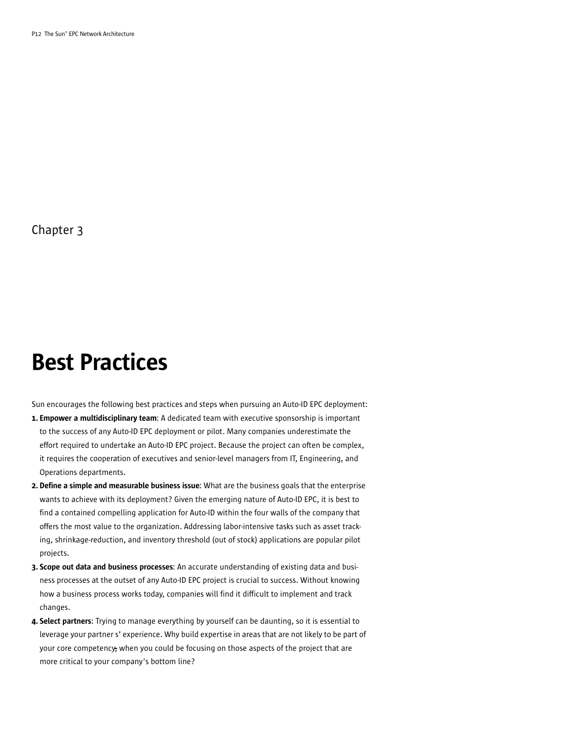Chapter 3

# Best Practices

Sun encourages the following best practices and steps when pursuing an Auto-ID EPC deployment:

1. **Empower a multidisciplinary team**: A dedicated team with executive sponsorship is important to the success of any Auto-ID EPC deployment or pilot. Many companies underestimate the effort required to undertake an Auto-ID EPC project. Because the project can often be complex, it requires the cooperation of executives and senior-level managers from IT, Engineering, and Operations departments.
2. **Define a simple and measurable business issue**: What are the business goals that the enterprise wants to achieve with its deployment? Given the emerging nature of Auto-ID EPC, it is best to find a contained compelling application for Auto-ID within the four walls of the company that offers the most value to the organization. Addressing labor-intensive tasks such as asset tracking, shrinkage-reduction, and inventory threshold (out of stock) applications are popular pilot projects.
3. **Scope out data and business processes**: An accurate understanding of existing data and business processes at the outset of any Auto-ID EPC project is crucial to success. Without knowing how a business process works today, companies will find it difficult to implement and track changes.
4. **Select partners**: Trying to manage everything by yourself can be daunting, so it is essential to leverage your partner s' experience. Why build expertise in areas that are not likely to be part of your core competency, when you could be focusing on those aspects of the project that are more critical to your company's bottom line?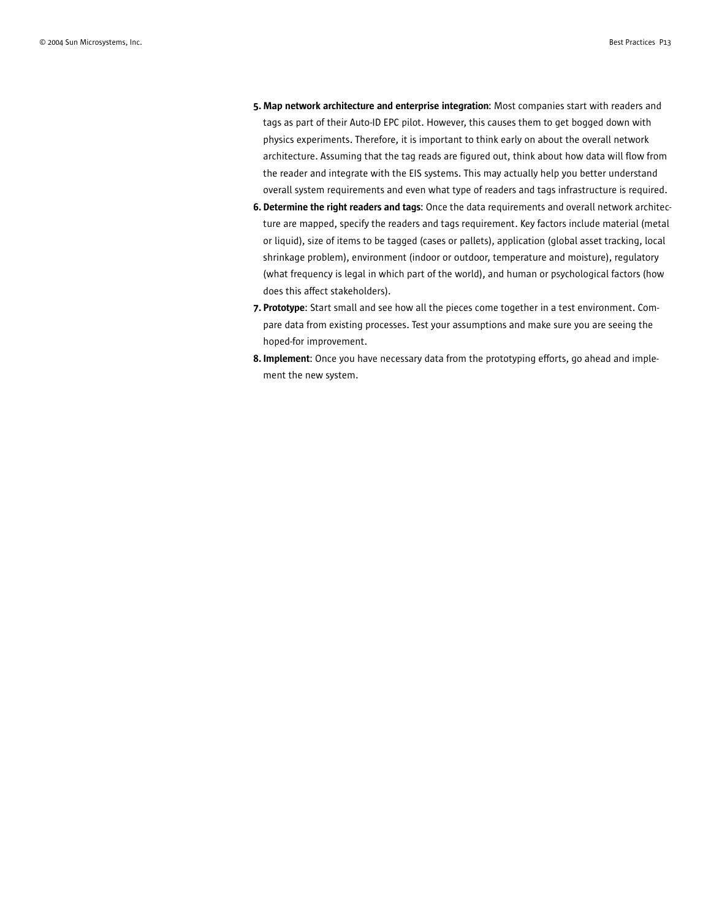5. **Map network architecture and enterprise integration**: Most companies start with readers and tags as part of their Auto-ID EPC pilot. However, this causes them to get bogged down with physics experiments. Therefore, it is important to think early on about the overall network architecture. Assuming that the tag reads are figured out, think about how data will flow from the reader and integrate with the EIS systems. This may actually help you better understand overall system requirements and even what type of readers and tags infrastructure is required.
6. **Determine the right readers and tags**: Once the data requirements and overall network architecture are mapped, specify the readers and tags requirement. Key factors include material (metal or liquid), size of items to be tagged (cases or pallets), application (global asset tracking, local shrinkage problem), environment (indoor or outdoor, temperature and moisture), regulatory (what frequency is legal in which part of the world), and human or psychological factors (how does this affect stakeholders).
7. **Prototype**: Start small and see how all the pieces come together in a test environment. Compare data from existing processes. Test your assumptions and make sure you are seeing the hoped-for improvement.
8. **Implement**: Once you have necessary data from the prototyping efforts, go ahead and implement the new system.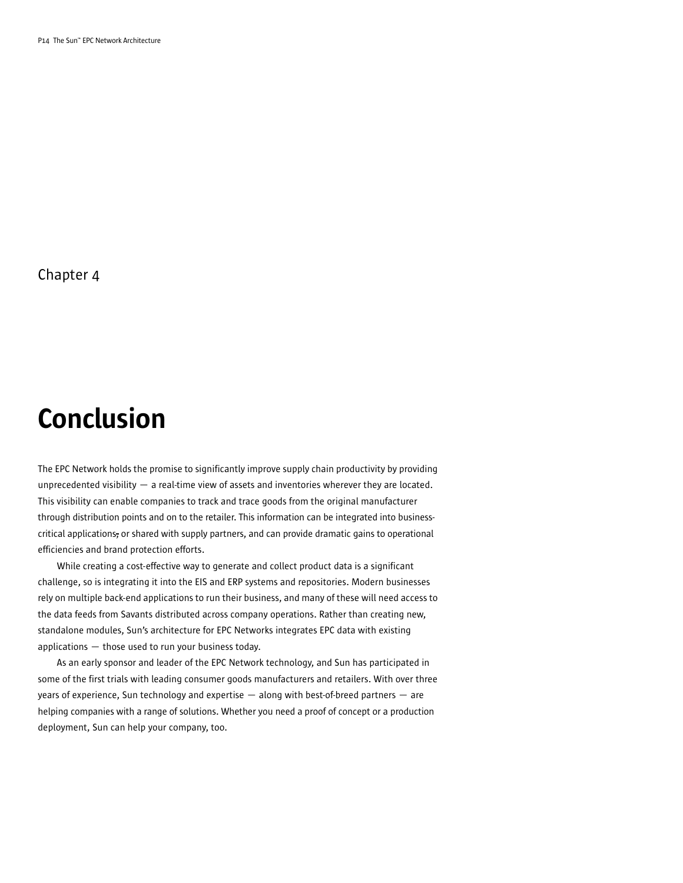Chapter 4

# Conclusion

The EPC Network holds the promise to significantly improve supply chain productivity by providing unprecedented visibility — a real-time view of assets and inventories wherever they are located. This visibility can enable companies to track and trace goods from the original manufacturer through distribution points and on to the retailer. This information can be integrated into business-critical applications, or shared with supply partners, and can provide dramatic gains to operational efficiencies and brand protection efforts.

While creating a cost-effective way to generate and collect product data is a significant challenge, so is integrating it into the EIS and ERP systems and repositories. Modern businesses rely on multiple back-end applications to run their business, and many of these will need access to the data feeds from Savants distributed across company operations. Rather than creating new, standalone modules, Sun's architecture for EPC Networks integrates EPC data with existing applications — those used to run your business today.

As an early sponsor and leader of the EPC Network technology, and Sun has participated in some of the first trials with leading consumer goods manufacturers and retailers. With over three years of experience, Sun technology and expertise — along with best-of-breed partners — are helping companies with a range of solutions. Whether you need a proof of concept or a production deployment, Sun can help your company, too.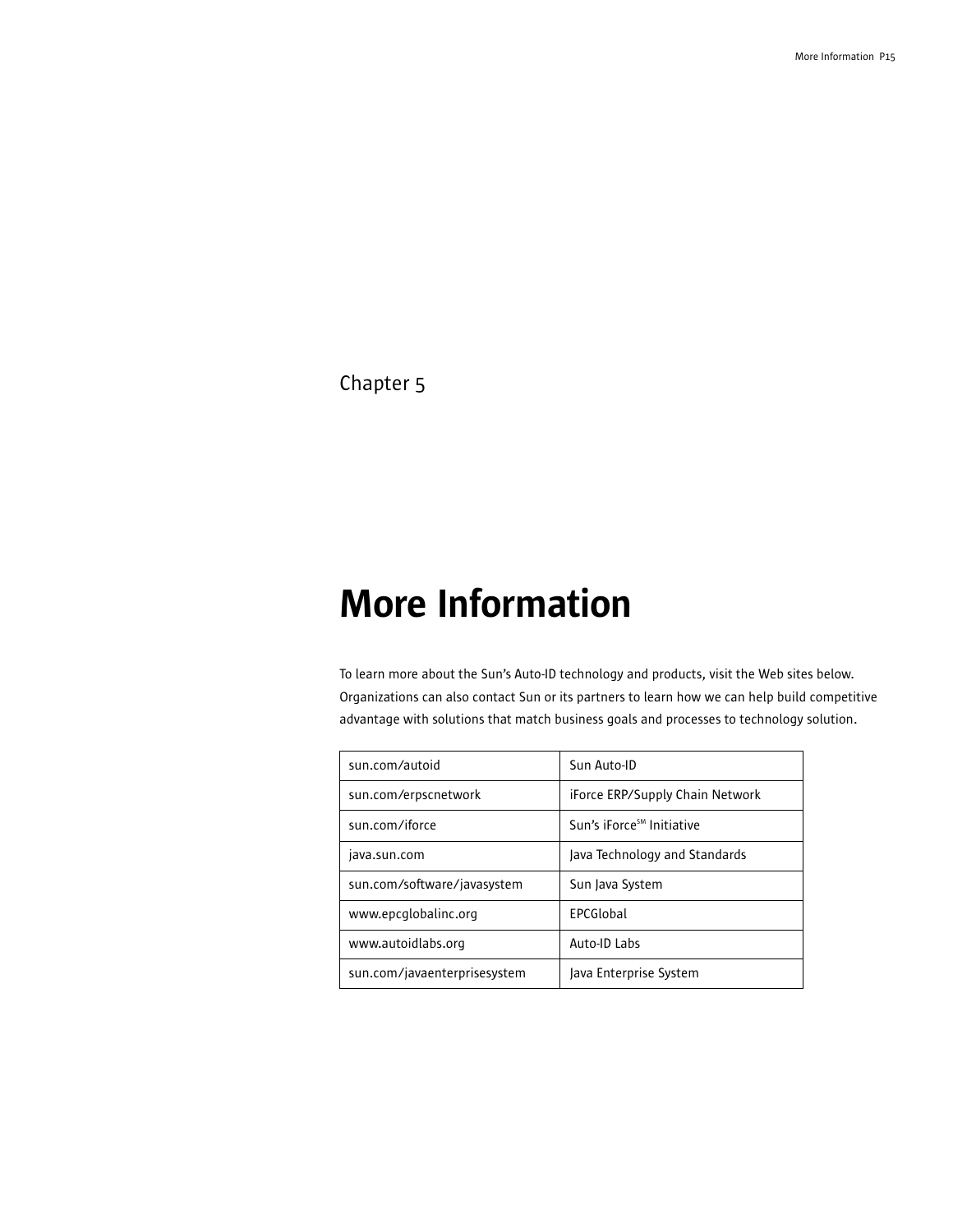Chapter 5

# More Information

To learn more about the Sun's Auto-ID technology and products, visit the Web sites below. Organizations can also contact Sun or its partners to learn how we can help build competitive advantage with solutions that match business goals and processes to technology solution.

| | |
|---|---|
| sun.com/autoid | Sun Auto-ID |
| sun.com/erpscnetwork | iForce ERP/Supply Chain Network |
| sun.com/iforce | Sun's iForce℠ Initiative |
| java.sun.com | Java Technology and Standards |
| sun.com/software/javasystem | Sun Java System |
| www.epcglobalinc.org | EPCGlobal |
| www.autoidlabs.org | Auto-ID Labs |
| sun.com/javaenterprisesystem | Java Enterprise System |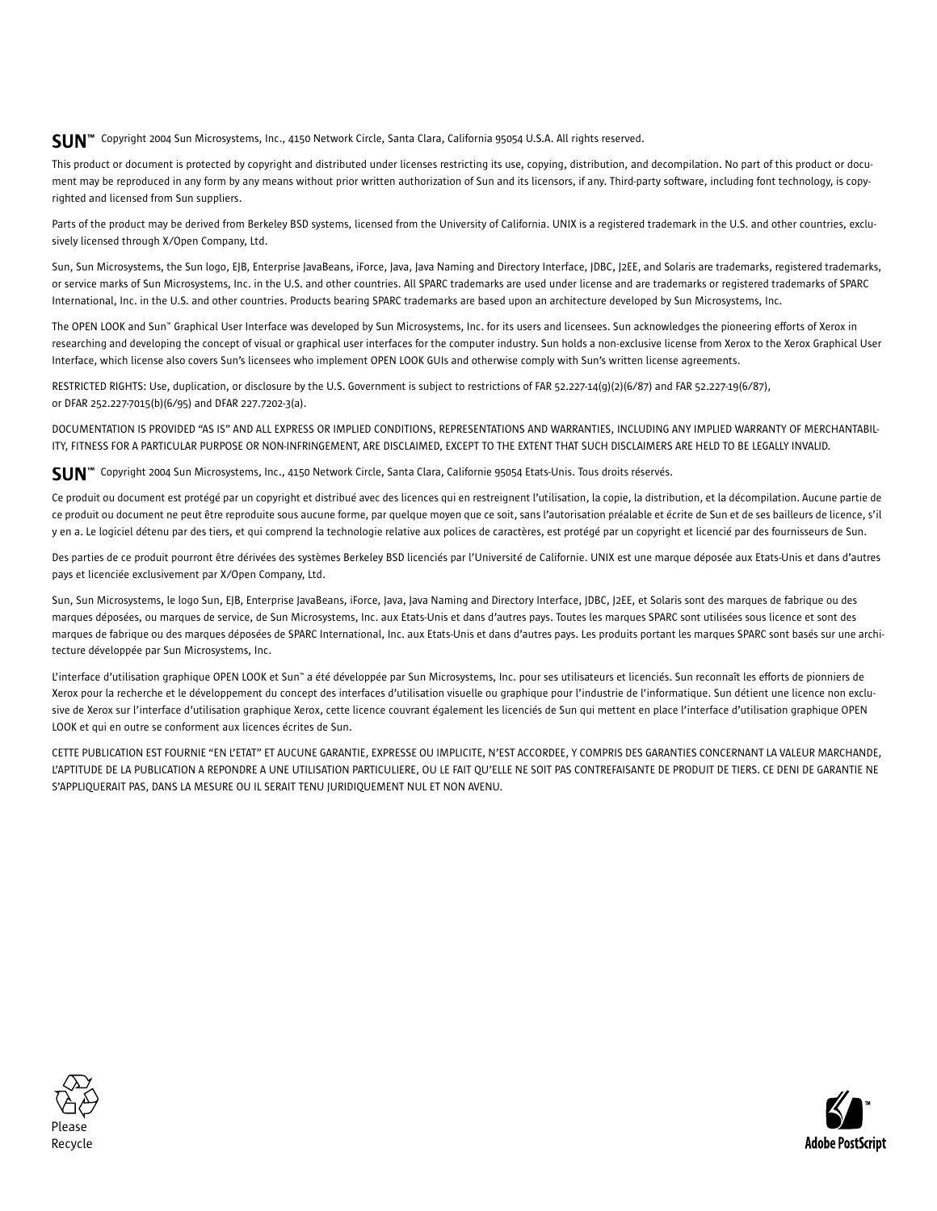**SUN™** Copyright 2004 Sun Microsystems, Inc., 4150 Network Circle, Santa Clara, California 95054 U.S.A. All rights reserved.

This product or document is protected by copyright and distributed under licenses restricting its use, copying, distribution, and decompilation. No part of this product or document may be reproduced in any form by any means without prior written authorization of Sun and its licensors, if any. Third-party software, including font technology, is copyrighted and licensed from Sun suppliers.

Parts of the product may be derived from Berkeley BSD systems, licensed from the University of California. UNIX is a registered trademark in the U.S. and other countries, exclusively licensed through X/Open Company, Ltd.

Sun, Sun Microsystems, the Sun logo, EJB, Enterprise JavaBeans, iForce, Java, Java Naming and Directory Interface, JDBC, J2EE, and Solaris are trademarks, registered trademarks, or service marks of Sun Microsystems, Inc. in the U.S. and other countries. All SPARC trademarks are used under license and are trademarks or registered trademarks of SPARC International, Inc. in the U.S. and other countries. Products bearing SPARC trademarks are based upon an architecture developed by Sun Microsystems, Inc.

The OPEN LOOK and Sun™ Graphical User Interface was developed by Sun Microsystems, Inc. for its users and licensees. Sun acknowledges the pioneering efforts of Xerox in researching and developing the concept of visual or graphical user interfaces for the computer industry. Sun holds a non-exclusive license from Xerox to the Xerox Graphical User Interface, which license also covers Sun's licensees who implement OPEN LOOK GUIs and otherwise comply with Sun's written license agreements.

RESTRICTED RIGHTS: Use, duplication, or disclosure by the U.S. Government is subject to restrictions of FAR 52.227-14(g)(2)(6/87) and FAR 52.227-19(6/87), or DFAR 252.227-7015(b)(6/95) and DFAR 227.7202-3(a).

DOCUMENTATION IS PROVIDED "AS IS" AND ALL EXPRESS OR IMPLIED CONDITIONS, REPRESENTATIONS AND WARRANTIES, INCLUDING ANY IMPLIED WARRANTY OF MERCHANTABILITY, FITNESS FOR A PARTICULAR PURPOSE OR NON-INFRINGEMENT, ARE DISCLAIMED, EXCEPT TO THE EXTENT THAT SUCH DISCLAIMERS ARE HELD TO BE LEGALLY INVALID.

**SUN™** Copyright 2004 Sun Microsystems, Inc., 4150 Network Circle, Santa Clara, Californie 95054 Etats-Unis. Tous droits réservés.

Ce produit ou document est protégé par un copyright et distribué avec des licences qui en restreignent l'utilisation, la copie, la distribution, et la décompilation. Aucune partie de ce produit ou document ne peut être reproduite sous aucune forme, par quelque moyen que ce soit, sans l'autorisation préalable et écrite de Sun et de ses bailleurs de licence, s'il y en a. Le logiciel détenu par des tiers, et qui comprend la technologie relative aux polices de caractères, est protégé par un copyright et licencié par des fournisseurs de Sun.

Des parties de ce produit pourront être dérivées des systèmes Berkeley BSD licenciés par l'Université de Californie. UNIX est une marque déposée aux Etats-Unis et dans d'autres pays et licenciée exclusivement par X/Open Company, Ltd.

Sun, Sun Microsystems, le logo Sun, EJB, Enterprise JavaBeans, iForce, Java, Java Naming and Directory Interface, JDBC, J2EE, et Solaris sont des marques de fabrique ou des marques déposées, ou marques de service, de Sun Microsystems, Inc. aux Etats-Unis et dans d'autres pays. Toutes les marques SPARC sont utilisées sous licence et sont des marques de fabrique ou des marques déposées de SPARC International, Inc. aux Etats-Unis et dans d'autres pays. Les produits portant les marques SPARC sont basés sur une architecture développée par Sun Microsystems, Inc.

L'interface d'utilisation graphique OPEN LOOK et Sun™ a été développée par Sun Microsystems, Inc. pour ses utilisateurs et licenciés. Sun reconnaît les efforts de pionniers de Xerox pour la recherche et le développement du concept des interfaces d'utilisation visuelle ou graphique pour l'industrie de l'informatique. Sun détient une licence non exclusive de Xerox sur l'interface d'utilisation graphique Xerox, cette licence couvrant également les licenciés de Sun qui mettent en place l'interface d'utilisation graphique OPEN LOOK et qui en outre se conforment aux licences écrites de Sun.

CETTE PUBLICATION EST FOURNIE "EN L'ETAT" ET AUCUNE GARANTIE, EXPRESSE OU IMPLICITE, N'EST ACCORDEE, Y COMPRIS DES GARANTIES CONCERNANT LA VALEUR MARCHANDE, L'APTITUDE DE LA PUBLICATION A REPONDRE A UNE UTILISATION PARTICULIERE, OU LE FAIT QU'ELLE NE SOIT PAS CONTREFAISANTE DE PRODUIT DE TIERS. CE DENI DE GARANTIE NE S'APPLIQUERAIT PAS, DANS LA MESURE OU IL SERAIT TENU JURIDIQUEMENT NUL ET NON AVENU.

Please Recycle

Adobe PostScript™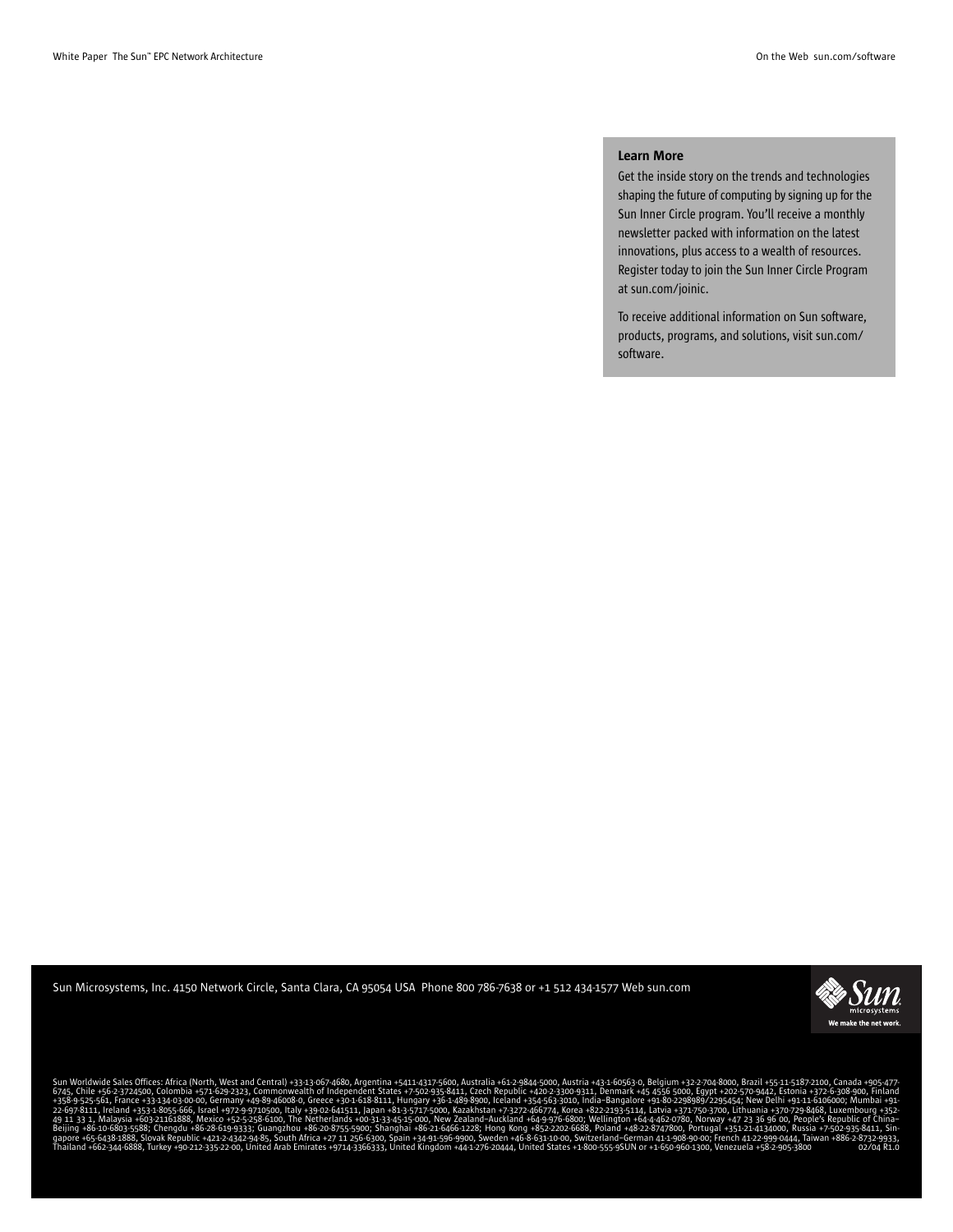**Learn More**

Get the inside story on the trends and technologies shaping the future of computing by signing up for the Sun Inner Circle program. You'll receive a monthly newsletter packed with information on the latest innovations, plus access to a wealth of resources. Register today to join the Sun Inner Circle Program at sun.com/joinic.

To receive additional information on Sun software, products, programs, and solutions, visit sun.com/software.

Sun Microsystems, Inc. 4150 Network Circle, Santa Clara, CA 95054 USA Phone 800 786-7638 or +1 512 434-1577 Web sun.com

Sun microsystems

We make the net work.

Sun Worldwide Sales Offices: Africa (North, West and Central) +33-13-067-4680, Argentina +5411-4317-5600, Australia +61-2-9844-5000, Austria +43-1-60563-0, Belgium +32-2-704-8000, Brazil +55-11-5187-2100, Canada +905-477-6745, Chile +56-2-3724500, Colombia +571-629-2323, Commonwealth of Independent States +7-502-935-8411, Czech Republic +420-2-3300-9311, Denmark +45 4556 5000, Egypt +202-570-9442, Estonia +372-6-308-900, Finland +358-9-525-561, France +33-134-03-00-00, Germany +49-89-46008-0, Greece +30-1-618-8111, Hungary +36-1-489-8900, Iceland +354-563-3010, India–Bangalore +91-80-2298989/2295454; New Delhi +91-11-6106000; Mumbai +91-22-697-8111, Ireland +353-1-8055-666, Israel +972-9-9710500, Italy +39-02-641511, Japan +81-3-5717-5000, Kazakhstan +7-3272-466774, Korea +822-2193-5114, Latvia +371-750-3700, Lithuania +370-729-8468, Luxembourg +352-49 11 33 1, Malaysia +603-21161888, Mexico +52-5-258-6100, The Netherlands +00-31-33-45-15-000, New Zealand–Auckland +64-9-976-6800; Wellington +64-4-462-0780, Norway +47 23 36 96 00, People's Republic of China–Beijing +86-10-6803-5588; Chengdu +86-28-619-9333; Guangzhou +86-20-8755-5900; Shanghai +86-21-6466-1228; Hong Kong +852-2202-6688, Poland +48-22-8747800, Portugal +351-21-4134000, Russia +7-502-935-8411, Singapore +65-6438-1888, Slovak Republic +421-2-4342-94-85, South Africa +27 11 256-6300, Spain +34-91-596-9900, Sweden +46-8-631-10-00, Switzerland–German 41-1-908-90-00; French 41-22-999-0444, Taiwan +886-2-8732-9933, Thailand +662-344-6888, Turkey +90-212-335-22-00, United Arab Emirates +9714-3366333, United Kingdom +44-1-276-20444, United States +1-800-555-9SUN or +1-650-960-1300, Venezuela +58-2-905-3800 02/04 R1.0